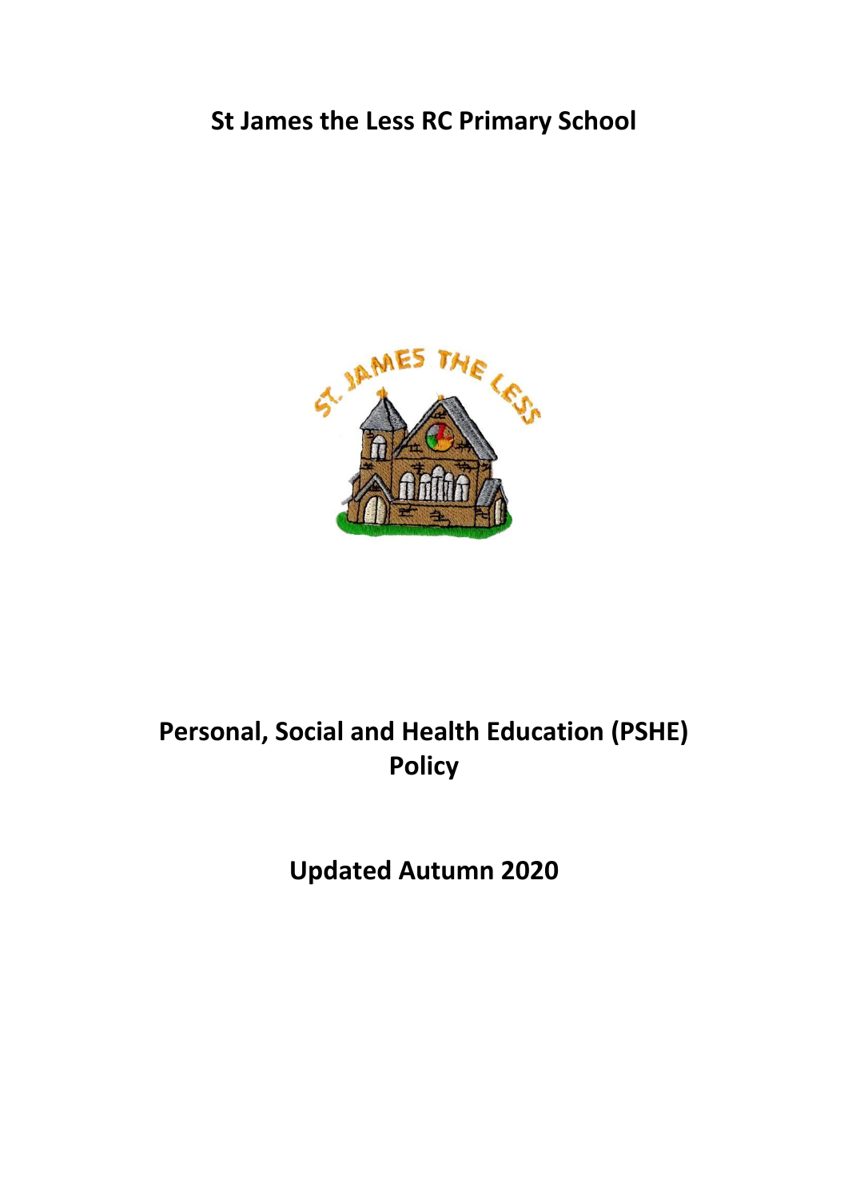# St James the Less RC Primary School

# Personal, Social and Health Education (PSHE) Policy

## Updated Autumn 2020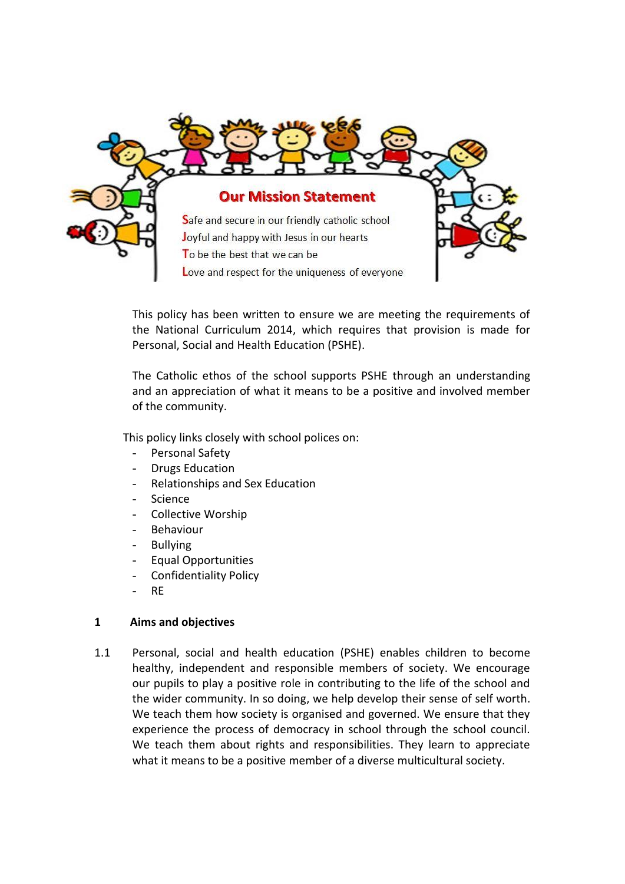## Our Mission Statement

Safe and secure in our friendly catholic school
Joyful and happy with Jesus in our hearts
To be the best that we can be
Love and respect for the uniqueness of everyone

This policy has been written to ensure we are meeting the requirements of the National Curriculum 2014, which requires that provision is made for Personal, Social and Health Education (PSHE).

The Catholic ethos of the school supports PSHE through an understanding and an appreciation of what it means to be a positive and involved member of the community.

This policy links closely with school polices on:

- Personal Safety
- Drugs Education
- Relationships and Sex Education
- Science
- Collective Worship
- Behaviour
- Bullying
- Equal Opportunities
- Confidentiality Policy
- RE

**1 Aims and objectives**

1.1 Personal, social and health education (PSHE) enables children to become healthy, independent and responsible members of society. We encourage our pupils to play a positive role in contributing to the life of the school and the wider community. In so doing, we help develop their sense of self worth. We teach them how society is organised and governed. We ensure that they experience the process of democracy in school through the school council. We teach them about rights and responsibilities. They learn to appreciate what it means to be a positive member of a diverse multicultural society.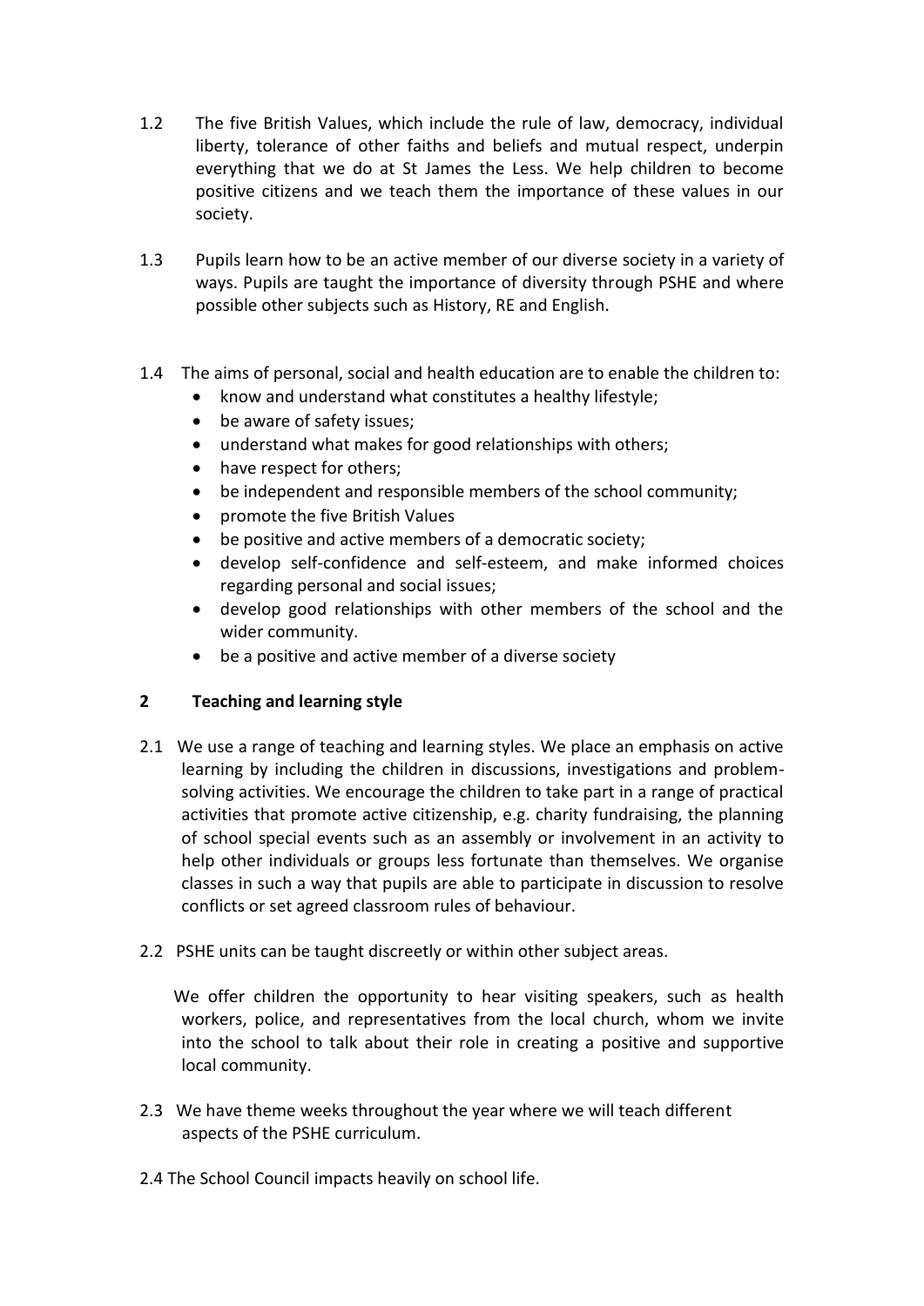1.2 The five British Values, which include the rule of law, democracy, individual liberty, tolerance of other faiths and beliefs and mutual respect, underpin everything that we do at St James the Less. We help children to become positive citizens and we teach them the importance of these values in our society.

1.3 Pupils learn how to be an active member of our diverse society in a variety of ways. Pupils are taught the importance of diversity through PSHE and where possible other subjects such as History, RE and English.

1.4 The aims of personal, social and health education are to enable the children to:

- know and understand what constitutes a healthy lifestyle;
- be aware of safety issues;
- understand what makes for good relationships with others;
- have respect for others;
- be independent and responsible members of the school community;
- promote the five British Values
- be positive and active members of a democratic society;
- develop self-confidence and self-esteem, and make informed choices regarding personal and social issues;
- develop good relationships with other members of the school and the wider community.
- be a positive and active member of a diverse society

## 2 Teaching and learning style

2.1 We use a range of teaching and learning styles. We place an emphasis on active learning by including the children in discussions, investigations and problem-solving activities. We encourage the children to take part in a range of practical activities that promote active citizenship, e.g. charity fundraising, the planning of school special events such as an assembly or involvement in an activity to help other individuals or groups less fortunate than themselves. We organise classes in such a way that pupils are able to participate in discussion to resolve conflicts or set agreed classroom rules of behaviour.

2.2 PSHE units can be taught discreetly or within other subject areas.

We offer children the opportunity to hear visiting speakers, such as health workers, police, and representatives from the local church, whom we invite into the school to talk about their role in creating a positive and supportive local community.

2.3 We have theme weeks throughout the year where we will teach different aspects of the PSHE curriculum.

2.4 The School Council impacts heavily on school life.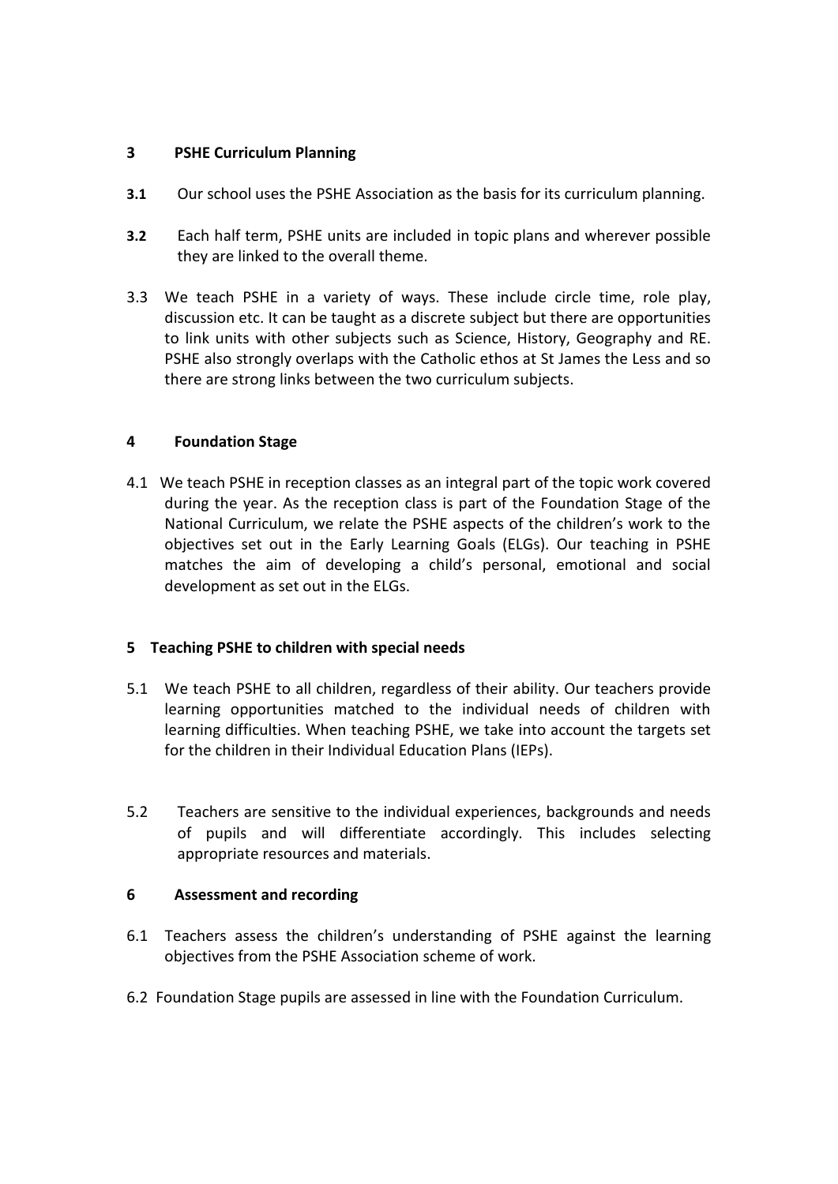## 3 PSHE Curriculum Planning

**3.1** Our school uses the PSHE Association as the basis for its curriculum planning.

**3.2** Each half term, PSHE units are included in topic plans and wherever possible they are linked to the overall theme.

3.3 We teach PSHE in a variety of ways. These include circle time, role play, discussion etc. It can be taught as a discrete subject but there are opportunities to link units with other subjects such as Science, History, Geography and RE. PSHE also strongly overlaps with the Catholic ethos at St James the Less and so there are strong links between the two curriculum subjects.

## 4 Foundation Stage

4.1 We teach PSHE in reception classes as an integral part of the topic work covered during the year. As the reception class is part of the Foundation Stage of the National Curriculum, we relate the PSHE aspects of the children's work to the objectives set out in the Early Learning Goals (ELGs). Our teaching in PSHE matches the aim of developing a child's personal, emotional and social development as set out in the ELGs.

## 5 Teaching PSHE to children with special needs

5.1 We teach PSHE to all children, regardless of their ability. Our teachers provide learning opportunities matched to the individual needs of children with learning difficulties. When teaching PSHE, we take into account the targets set for the children in their Individual Education Plans (IEPs).

5.2 Teachers are sensitive to the individual experiences, backgrounds and needs of pupils and will differentiate accordingly. This includes selecting appropriate resources and materials.

## 6 Assessment and recording

6.1 Teachers assess the children's understanding of PSHE against the learning objectives from the PSHE Association scheme of work.

6.2 Foundation Stage pupils are assessed in line with the Foundation Curriculum.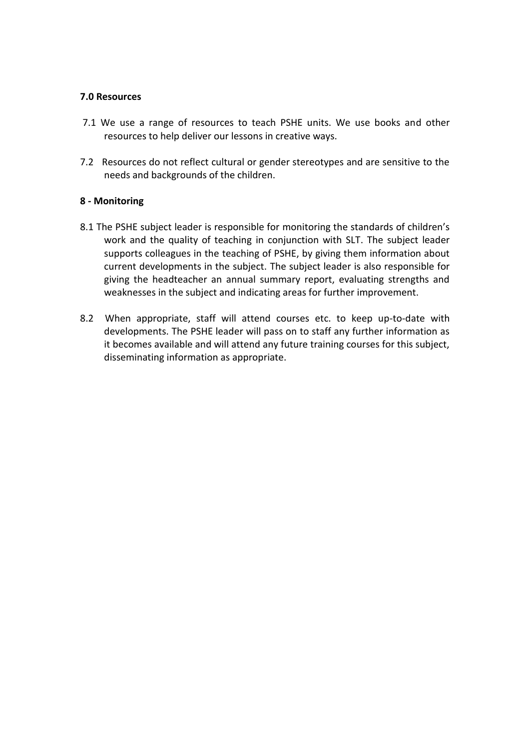**7.0 Resources**

7.1 We use a range of resources to teach PSHE units. We use books and other resources to help deliver our lessons in creative ways.

7.2 Resources do not reflect cultural or gender stereotypes and are sensitive to the needs and backgrounds of the children.

**8 - Monitoring**

8.1 The PSHE subject leader is responsible for monitoring the standards of children's work and the quality of teaching in conjunction with SLT. The subject leader supports colleagues in the teaching of PSHE, by giving them information about current developments in the subject. The subject leader is also responsible for giving the headteacher an annual summary report, evaluating strengths and weaknesses in the subject and indicating areas for further improvement.

8.2 When appropriate, staff will attend courses etc. to keep up-to-date with developments. The PSHE leader will pass on to staff any further information as it becomes available and will attend any future training courses for this subject, disseminating information as appropriate.